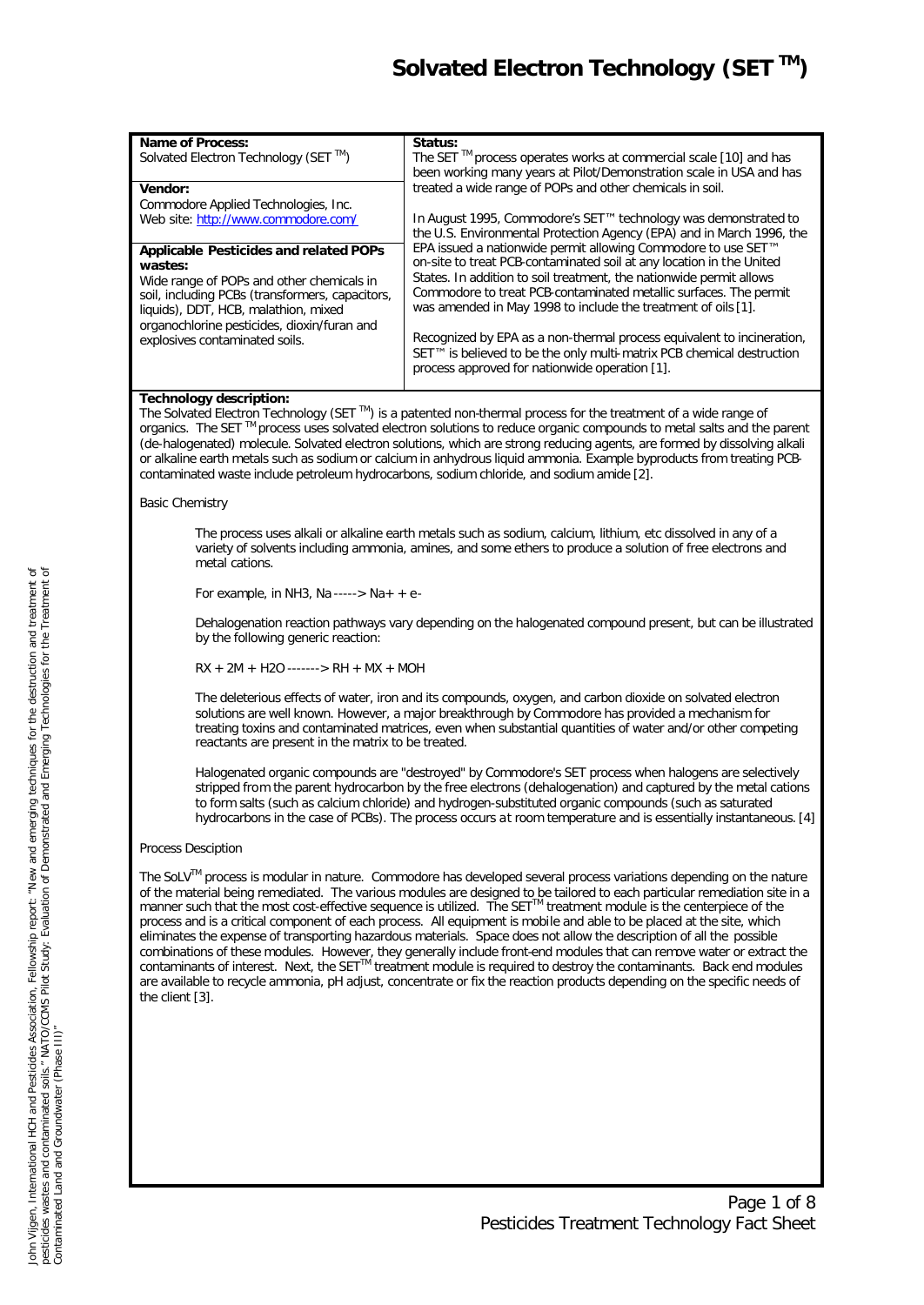# Solvated Electron Technology (SET TM)

| **Name of Process:** Solvated Electron Technology (SET TM) | **Status:** The SET TM process operates works at commercial scale [10] and has been working many years at Pilot/Demonstration scale in USA and has treated a wide range of POPs and other chemicals in soil. |
|---|---|
| **Vendor:** Commodore Applied Technologies, Inc. Web site: http://www.commodore.com/ | In August 1995, Commodore's SET™ technology was demonstrated to the U.S. Environmental Protection Agency (EPA) and in March 1996, the EPA issued a nationwide permit allowing Commodore to use SET™ on-site to treat PCB-contaminated soil at any location in the United States. In addition to soil treatment, the nationwide permit allows Commodore to treat PCB-contaminated metallic surfaces. The permit was amended in May 1998 to include the treatment of oils [1]. |
| **Applicable Pesticides and related POPs wastes:** Wide range of POPs and other chemicals in soil, including PCBs (transformers, capacitors, liquids), DDT, HCB, malathion, mixed organochlorine pesticides, dioxin/furan and explosives contaminated soils. | Recognized by EPA as a non-thermal process equivalent to incineration, SET™ is believed to be the only multi-matrix PCB chemical destruction process approved for nationwide operation [1]. |

**Technology description:**

The Solvated Electron Technology (SET TM) is a patented non-thermal process for the treatment of a wide range of organics. The SET TM process uses solvated electron solutions to reduce organic compounds to metal salts and the parent (de-halogenated) molecule. Solvated electron solutions, which are strong reducing agents, are formed by dissolving alkali or alkaline earth metals such as sodium or calcium in anhydrous liquid ammonia. Example byproducts from treating PCB-contaminated waste include petroleum hydrocarbons, sodium chloride, and sodium amide [2].

Basic Chemistry

The process uses alkali or alkaline earth metals such as sodium, calcium, lithium, etc dissolved in any of a variety of solvents including ammonia, amines, and some ethers to produce a solution of free electrons and metal cations.

For example, in $NH_3$, $Na \text{-----}> Na^+ + e^-$

Dehalogenation reaction pathways vary depending on the halogenated compound present, but can be illustrated by the following generic reaction:

$RX + 2M + H_2O \text{-------}> RH + MX + MOH$

The deleterious effects of water, iron and its compounds, oxygen, and carbon dioxide on solvated electron solutions are well known. However, a major breakthrough by Commodore has provided a mechanism for treating toxins and contaminated matrices, even when substantial quantities of water and/or other competing reactants are present in the matrix to be treated.

Halogenated organic compounds are "destroyed" by Commodore's SET process when halogens are selectively stripped from the parent hydrocarbon by the free electrons (dehalogenation) and captured by the metal cations to form salts (such as calcium chloride) and hydrogen-substituted organic compounds (such as saturated hydrocarbons in the case of PCBs). The process occurs at room temperature and is essentially instantaneous. [4]

Process Desciption

The SoLV™ process is modular in nature. Commodore has developed several process variations depending on the nature of the material being remediated. The various modules are designed to be tailored to each particular remediation site in a manner such that the most cost-effective sequence is utilized. The SET™ treatment module is the centerpiece of the process and is a critical component of each process. All equipment is mobile and able to be placed at the site, which eliminates the expense of transporting hazardous materials. Space does not allow the description of all the possible combinations of these modules. However, they generally include front-end modules that can remove water or extract the contaminants of interest. Next, the SET™ treatment module is required to destroy the contaminants. Back end modules are available to recycle ammonia, pH adjust, concentrate or fix the reaction products depending on the specific needs of the client [3].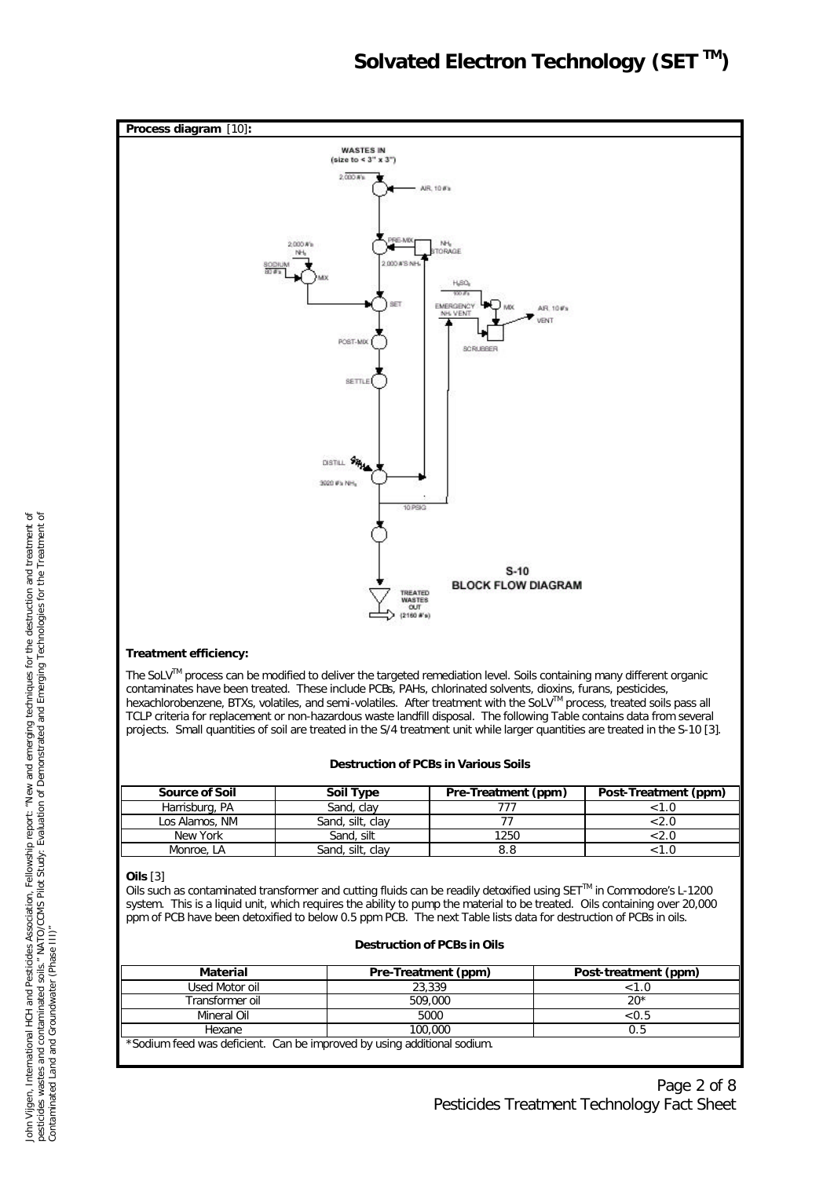# Solvated Electron Technology (SET™)

**Process diagram** [10]**:**

**Treatment efficiency:**

The SoLV™ process can be modified to deliver the targeted remediation level. Soils containing many different organic contaminates have been treated. These include PCBs, PAHs, chlorinated solvents, dioxins, furans, pesticides, hexachlorobenzene, BTXs, volatiles, and semi-volatiles. After treatment with the SoLV™ process, treated soils pass all TCLP criteria for replacement or non-hazardous waste landfill disposal. The following Table contains data from several projects. Small quantities of soil are treated in the S/4 treatment unit while larger quantities are treated in the S-10 [3].

**Destruction of PCBs in Various Soils**

| Source of Soil | Soil Type | Pre-Treatment (ppm) | Post-Treatment (ppm) |
|---|---|---|---|
| Harrisburg, PA | Sand, clay | 777 | <1.0 |
| Los Alamos, NM | Sand, silt, clay | 77 | <2.0 |
| New York | Sand, silt | 1250 | <2.0 |
| Monroe, LA | Sand, silt, clay | 8.8 | <1.0 |

**Oils** [3]

Oils such as contaminated transformer and cutting fluids can be readily detoxified using SET™ in Commodore's L-1200 system. This is a liquid unit, which requires the ability to pump the material to be treated. Oils containing over 20,000 ppm of PCB have been detoxified to below 0.5 ppm PCB. The next Table lists data for destruction of PCBs in oils.

**Destruction of PCBs in Oils**

| Material | Pre-Treatment (ppm) | Post-treatment (ppm) |
|---|---|---|
| Used Motor oil | 23,339 | <1.0 |
| Transformer oil | 509,000 | 20* |
| Mineral Oil | 5000 | <0.5 |
| Hexane | 100,000 | 0.5 |

*Sodium feed was deficient. Can be improved by using additional sodium.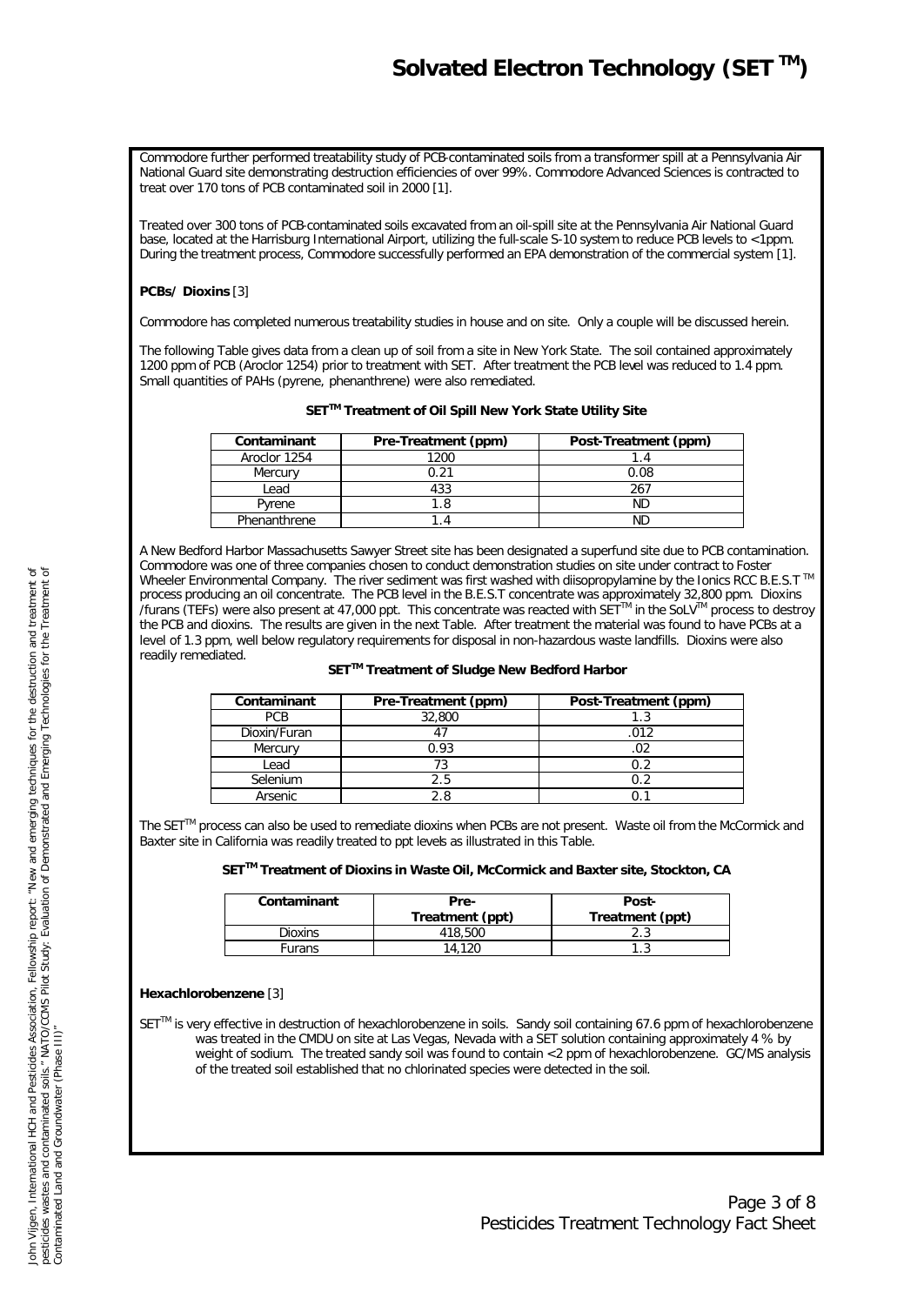Commodore further performed treatability study of PCB-contaminated soils from a transformer spill at a Pennsylvania Air National Guard site demonstrating destruction efficiencies of over 99%. Commodore Advanced Sciences is contracted to treat over 170 tons of PCB contaminated soil in 2000 [1].

Treated over 300 tons of PCB-contaminated soils excavated from an oil-spill site at the Pennsylvania Air National Guard base, located at the Harrisburg International Airport, utilizing the full-scale S-10 system to reduce PCB levels to <1ppm. During the treatment process, Commodore successfully performed an EPA demonstration of the commercial system [1].

**PCBs/ Dioxins** [3]

Commodore has completed numerous treatability studies in house and on site. Only a couple will be discussed herein.

The following Table gives data from a clean up of soil from a site in New York State. The soil contained approximately 1200 ppm of PCB (Aroclor 1254) prior to treatment with SET. After treatment the PCB level was reduced to 1.4 ppm. Small quantities of PAHs (pyrene, phenanthrene) were also remediated.

**SET™ Treatment of Oil Spill New York State Utility Site**

| Contaminant | Pre-Treatment (ppm) | Post-Treatment (ppm) |
|---|---|---|
| Aroclor 1254 | 1200 | 1.4 |
| Mercury | 0.21 | 0.08 |
| Lead | 433 | 267 |
| Pyrene | 1.8 | ND |
| Phenanthrene | 1.4 | ND |

A New Bedford Harbor Massachusetts Sawyer Street site has been designated a superfund site due to PCB contamination. Commodore was one of three companies chosen to conduct demonstration studies on site under contract to Foster Wheeler Environmental Company. The river sediment was first washed with diisopropylamine by the Ionics RCC B.E.S.T ™ process producing an oil concentrate. The PCB level in the B.E.S.T concentrate was approximately 32,800 ppm. Dioxins /furans (TEFs) were also present at 47,000 ppt. This concentrate was reacted with SET™ in the SoLV™ process to destroy the PCB and dioxins. The results are given in the next Table. After treatment the material was found to have PCBs at a level of 1.3 ppm, well below regulatory requirements for disposal in non-hazardous waste landfills. Dioxins were also readily remediated.

**SET™ Treatment of Sludge New Bedford Harbor**

| Contaminant | Pre-Treatment (ppm) | Post-Treatment (ppm) |
|---|---|---|
| PCB | 32,800 | 1.3 |
| Dioxin/Furan | 47 | .012 |
| Mercury | 0.93 | .02 |
| Lead | 73 | 0.2 |
| Selenium | 2.5 | 0.2 |
| Arsenic | 2.8 | 0.1 |

The SET™ process can also be used to remediate dioxins when PCBs are not present. Waste oil from the McCormick and Baxter site in California was readily treated to ppt levels as illustrated in this Table.

**SET™ Treatment of Dioxins in Waste Oil, McCormick and Baxter site, Stockton, CA**

| Contaminant | Pre-Treatment (ppt) | Post-Treatment (ppt) |
|---|---|---|
| Dioxins | 418,500 | 2.3 |
| Furans | 14,120 | 1.3 |

**Hexachlorobenzene** [3]

SET™ is very effective in destruction of hexachlorobenzene in soils. Sandy soil containing 67.6 ppm of hexachlorobenzene was treated in the CMDU on site at Las Vegas, Nevada with a SET solution containing approximately 4 % by weight of sodium. The treated sandy soil was found to contain <2 ppm of hexachlorobenzene. GC/MS analysis of the treated soil established that no chlorinated species were detected in the soil.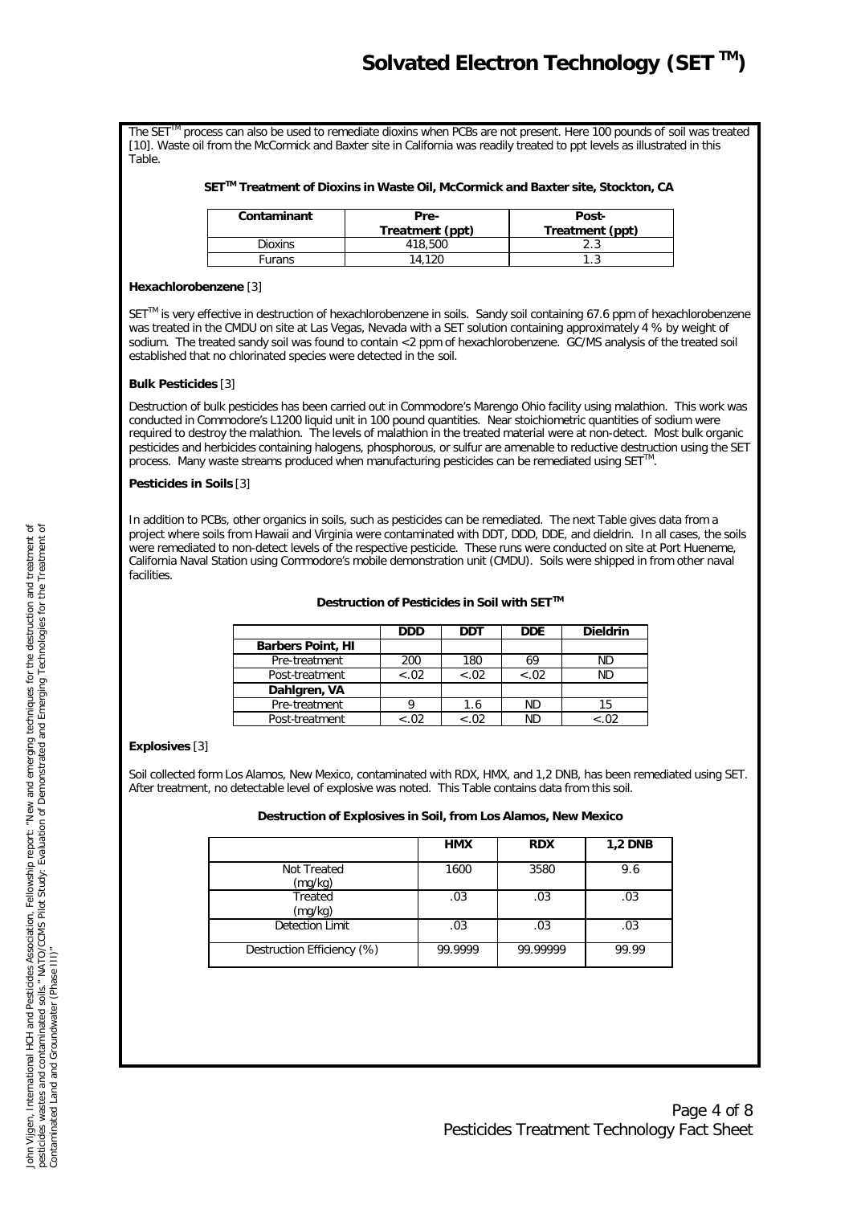# Solvated Electron Technology (SET ™)

The SET™ process can also be used to remediate dioxins when PCBs are not present. Here 100 pounds of soil was treated [10]. Waste oil from the McCormick and Baxter site in California was readily treated to ppt levels as illustrated in this Table.

**SET™ Treatment of Dioxins in Waste Oil, McCormick and Baxter site, Stockton, CA**

| Contaminant | Pre-Treatment (ppt) | Post-Treatment (ppt) |
|---|---|---|
| Dioxins | 418,500 | 2.3 |
| Furans | 14,120 | 1.3 |

**Hexachlorobenzene** [3]

SET™ is very effective in destruction of hexachlorobenzene in soils. Sandy soil containing 67.6 ppm of hexachlorobenzene was treated in the CMDU on site at Las Vegas, Nevada with a SET solution containing approximately 4 % by weight of sodium. The treated sandy soil was found to contain <2 ppm of hexachlorobenzene. GC/MS analysis of the treated soil established that no chlorinated species were detected in the soil.

**Bulk Pesticides** [3]

Destruction of bulk pesticides has been carried out in Commodore's Marengo Ohio facility using malathion. This work was conducted in Commodore's L1200 liquid unit in 100 pound quantities. Near stoichiometric quantities of sodium were required to destroy the malathion. The levels of malathion in the treated material were at non-detect. Most bulk organic pesticides and herbicides containing halogens, phosphorous, or sulfur are amenable to reductive destruction using the SET process. Many waste streams produced when manufacturing pesticides can be remediated using SET™.

**Pesticides in Soils** [3]

In addition to PCBs, other organics in soils, such as pesticides can be remediated. The next Table gives data from a project where soils from Hawaii and Virginia were contaminated with DDT, DDD, DDE, and dieldrin. In all cases, the soils were remediated to non-detect levels of the respective pesticide. These runs were conducted on site at Port Hueneme, California Naval Station using Commodore's mobile demonstration unit (CMDU). Soils were shipped in from other naval facilities.

**Destruction of Pesticides in Soil with SET™**

| | DDD | DDT | DDE | Dieldrin |
|---|---|---|---|---|
| **Barbers Point, HI** | | | | |
| Pre-treatment | 200 | 180 | 69 | ND |
| Post-treatment | <.02 | <.02 | <.02 | ND |
| **Dahlgren, VA** | | | | |
| Pre-treatment | 9 | 1.6 | ND | 15 |
| Post-treatment | <.02 | <.02 | ND | <.02 |

**Explosives** [3]

Soil collected form Los Alamos, New Mexico, contaminated with RDX, HMX, and 1,2 DNB, has been remediated using SET. After treatment, no detectable level of explosive was noted. This Table contains data from this soil.

**Destruction of Explosives in Soil, from Los Alamos, New Mexico**

| | HMX | RDX | 1,2 DNB |
|---|---|---|---|
| Not Treated (mg/kg) | 1600 | 3580 | 9.6 |
| Treated (mg/kg) | .03 | .03 | .03 |
| Detection Limit | .03 | .03 | .03 |
| Destruction Efficiency (%) | 99.9999 | 99.99999 | 99.99 |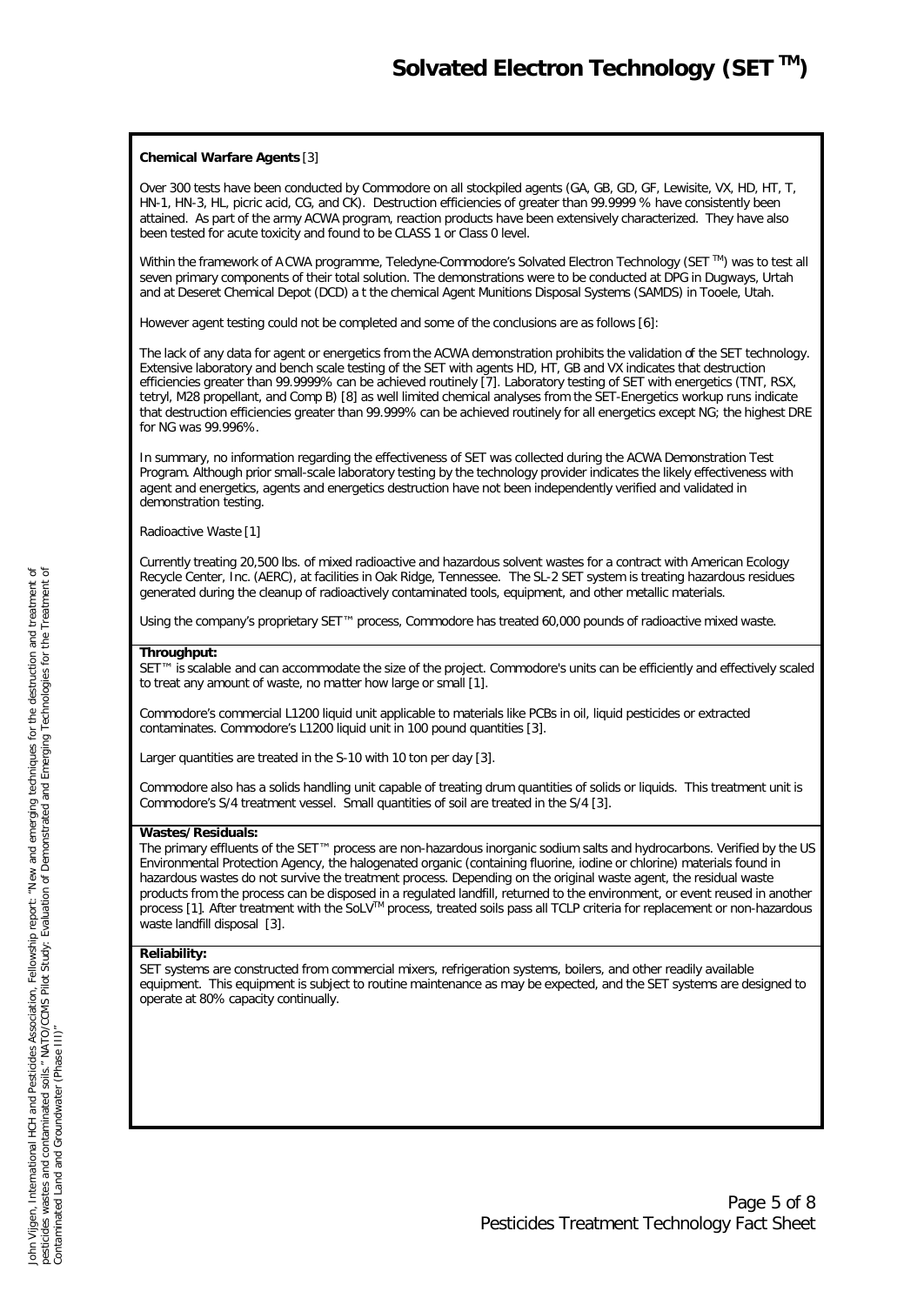# Solvated Electron Technology (SET™)

**Chemical Warfare Agents** [3]

Over 300 tests have been conducted by Commodore on all stockpiled agents (GA, GB, GD, GF, Lewisite, VX, HD, HT, T, HN-1, HN-3, HL, picric acid, CG, and CK). Destruction efficiencies of greater than 99.9999 % have consistently been attained. As part of the army ACWA program, reaction products have been extensively characterized. They have also been tested for acute toxicity and found to be CLASS 1 or Class 0 level.

Within the framework of ACWA programme, Teledyne-Commodore's Solvated Electron Technology (SET ™) was to test all seven primary components of their total solution. The demonstrations were to be conducted at DPG in Dugways, Urtah and at Deseret Chemical Depot (DCD) a t the chemical Agent Munitions Disposal Systems (SAMDS) in Tooele, Utah.

However agent testing could not be completed and some of the conclusions are as follows [6]:

The lack of any data for agent or energetics from the ACWA demonstration prohibits the validation of the SET technology. Extensive laboratory and bench scale testing of the SET with agents HD, HT, GB and VX indicates that destruction efficiencies greater than 99.9999% can be achieved routinely [7]. Laboratory testing of SET with energetics (TNT, RSX, tetryl, M28 propellant, and Comp B) [8] as well limited chemical analyses from the SET-Energetics workup runs indicate that destruction efficiencies greater than 99.999% can be achieved routinely for all energetics except NG; the highest DRE for NG was 99.996%.

In summary, no information regarding the effectiveness of SET was collected during the ACWA Demonstration Test Program. Although prior small-scale laboratory testing by the technology provider indicates the likely effectiveness with agent and energetics, agents and energetics destruction have not been independently verified and validated in demonstration testing.

Radioactive Waste [1]

Currently treating 20,500 lbs. of mixed radioactive and hazardous solvent wastes for a contract with American Ecology Recycle Center, Inc. (AERC), at facilities in Oak Ridge, Tennessee. The SL-2 SET system is treating hazardous residues generated during the cleanup of radioactively contaminated tools, equipment, and other metallic materials.

Using the company's proprietary SET™ process, Commodore has treated 60,000 pounds of radioactive mixed waste.

**Throughput:**

SET™ is scalable and can accommodate the size of the project. Commodore's units can be efficiently and effectively scaled to treat any amount of waste, no matter how large or small [1].

Commodore's commercial L1200 liquid unit applicable to materials like PCBs in oil, liquid pesticides or extracted contaminates. Commodore's L1200 liquid unit in 100 pound quantities [3].

Larger quantities are treated in the S-10 with 10 ton per day [3].

Commodore also has a solids handling unit capable of treating drum quantities of solids or liquids. This treatment unit is Commodore's S/4 treatment vessel. Small quantities of soil are treated in the S/4 [3].

**Wastes/Residuals:**

The primary effluents of the SET™ process are non-hazardous inorganic sodium salts and hydrocarbons. Verified by the US Environmental Protection Agency, the halogenated organic (containing fluorine, iodine or chlorine) materials found in hazardous wastes do not survive the treatment process. Depending on the original waste agent, the residual waste products from the process can be disposed in a regulated landfill, returned to the environment, or event reused in another process [1]. After treatment with the SoLV™ process, treated soils pass all TCLP criteria for replacement or non-hazardous waste landfill disposal [3].

**Reliability:**

SET systems are constructed from commercial mixers, refrigeration systems, boilers, and other readily available equipment. This equipment is subject to routine maintenance as may be expected, and the SET systems are designed to operate at 80% capacity continually.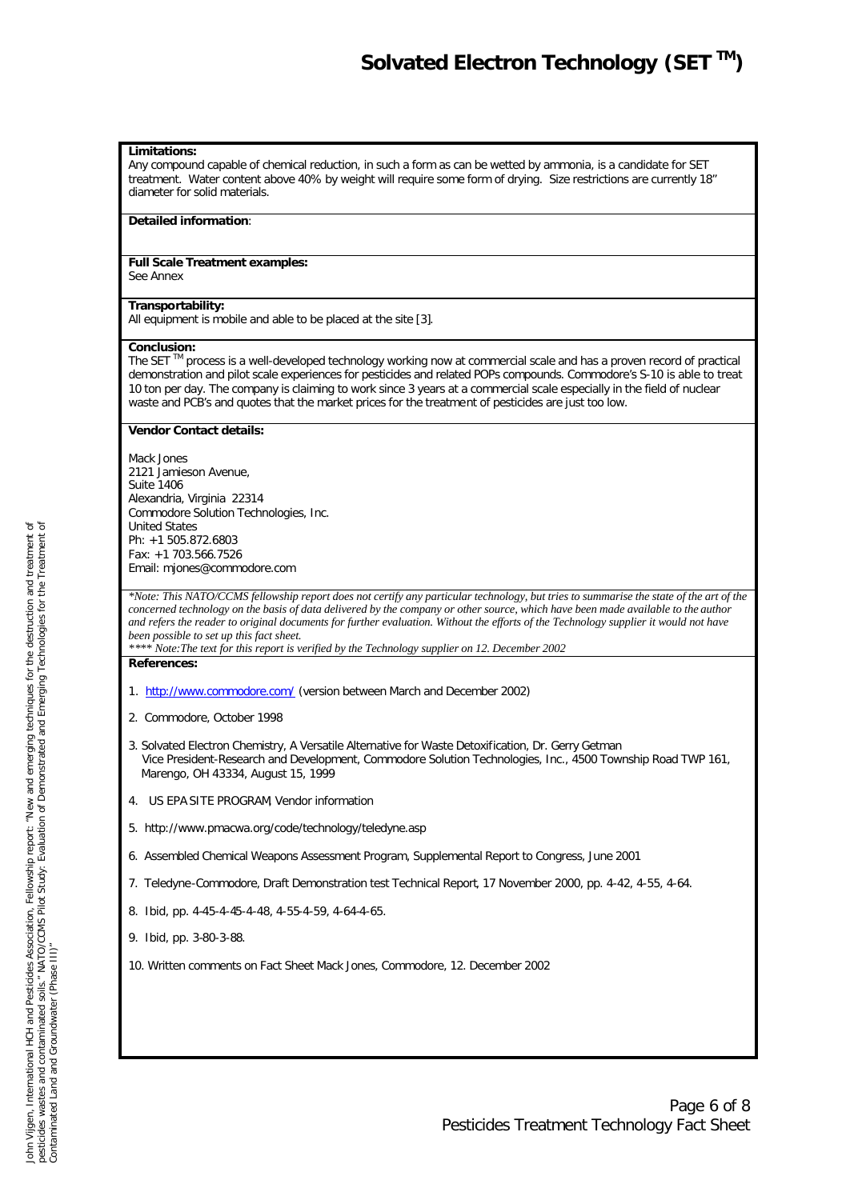# Solvated Electron Technology (SET $^{TM}$)

**Limitations:**
Any compound capable of chemical reduction, in such a form as can be wetted by ammonia, is a candidate for SET treatment. Water content above 40% by weight will require some form of drying. Size restrictions are currently 18" diameter for solid materials.

**Detailed information**:

**Full Scale Treatment examples:**
See Annex

**Transportability:**
All equipment is mobile and able to be placed at the site [3].

**Conclusion:**
The SET $^{TM}$ process is a well-developed technology working now at commercial scale and has a proven record of practical demonstration and pilot scale experiences for pesticides and related POPs compounds. Commodore's S-10 is able to treat 10 ton per day. The company is claiming to work since 3 years at a commercial scale especially in the field of nuclear waste and PCB's and quotes that the market prices for the treatment of pesticides are just too low.

**Vendor Contact details:**

Mack Jones
2121 Jamieson Avenue,
Suite 1406
Alexandria, Virginia 22314
Commodore Solution Technologies, Inc.
United States
Ph: +1 505.872.6803
Fax: +1 703.566.7526
Email: mjones@commodore.com

*\*Note: This NATO/CCMS fellowship report does not certify any particular technology, but tries to summarise the state of the art of the concerned technology on the basis of data delivered by the company or other source, which have been made available to the author and refers the reader to original documents for further evaluation. Without the efforts of the Technology supplier it would not have been possible to set up this fact sheet.*
*\*\*\*\* Note:The text for this report is verified by the Technology supplier on 12. December 2002*

**References:**

1. http://www.commodore.com/ (version between March and December 2002)
2. Commodore, October 1998
3. Solvated Electron Chemistry, A Versatile Alternative for Waste Detoxification, Dr. Gerry Getman Vice President-Research and Development, Commodore Solution Technologies, Inc., 4500 Township Road TWP 161, Marengo, OH 43334, August 15, 1999
4. US EPA SITE PROGRAM, Vendor information
5. http://www.pmacwa.org/code/technology/teledyne.asp
6. Assembled Chemical Weapons Assessment Program, Supplemental Report to Congress, June 2001
7. Teledyne-Commodore, Draft Demonstration test Technical Report, 17 November 2000, pp. 4-42, 4-55, 4-64.
8. Ibid, pp. 4-45-4-45-4-48, 4-55-4-59, 4-64-4-65.
9. Ibid, pp. 3-80-3-88.
10. Written comments on Fact Sheet Mack Jones, Commodore, 12. December 2002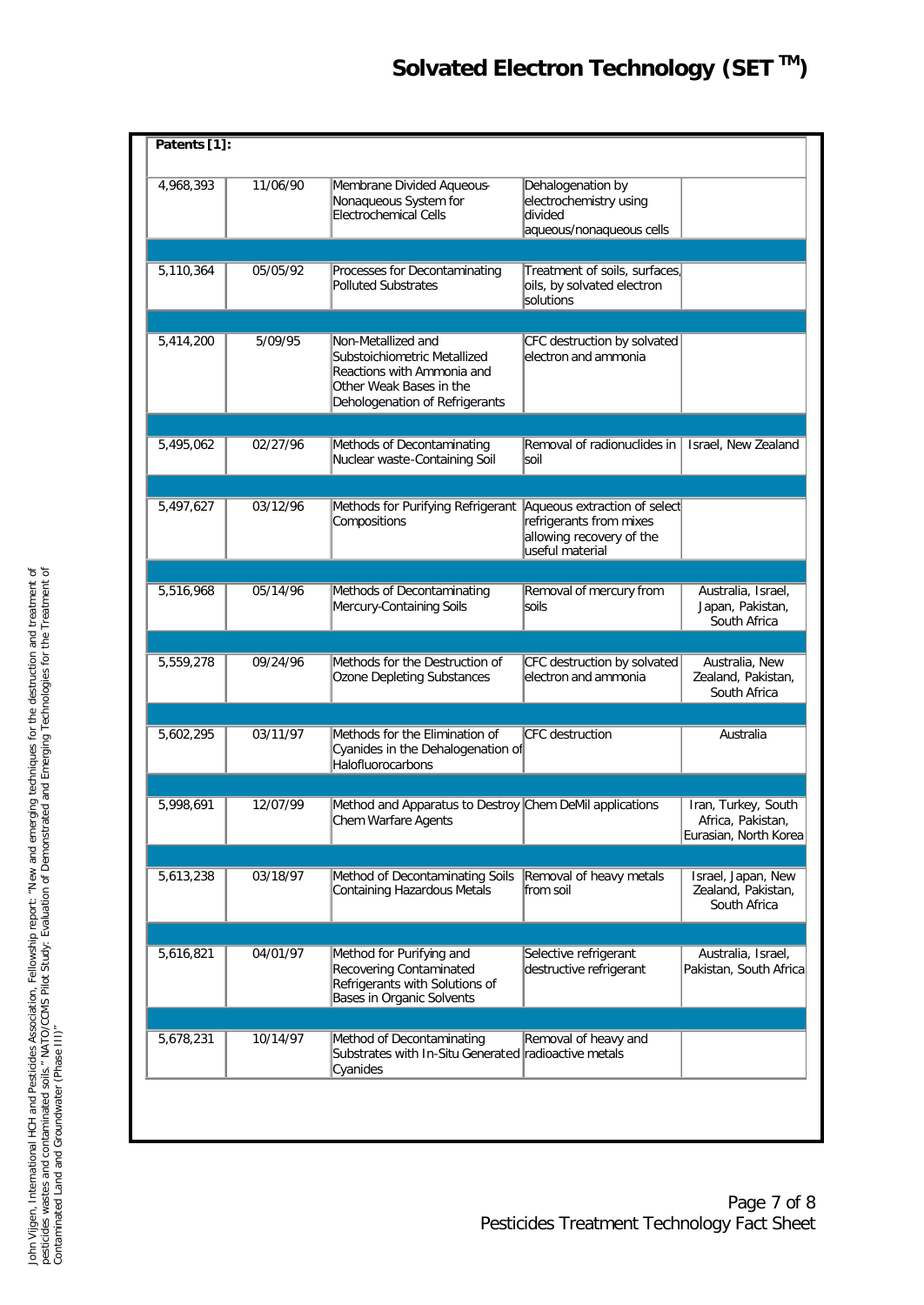# Solvated Electron Technology (SET ™)

**Patents [1]:**

| | | | | |
|---|---|---|---|---|
| 4,968,393 | 11/06/90 | Membrane Divided Aqueous-Nonaqueous System for Electrochemical Cells | Dehalogenation by electrochemistry using divided aqueous/nonaqueous cells | |
| 5,110,364 | 05/05/92 | Processes for Decontaminating Polluted Substrates | Treatment of soils, surfaces, oils, by solvated electron solutions | |
| 5,414,200 | 5/09/95 | Non-Metallized and Substoichiometric Metallized Reactions with Ammonia and Other Weak Bases in the Dehologenation of Refrigerants | CFC destruction by solvated electron and ammonia | |
| 5,495,062 | 02/27/96 | Methods of Decontaminating Nuclear waste-Containing Soil | Removal of radionuclides in soil | Israel, New Zealand |
| 5,497,627 | 03/12/96 | Methods for Purifying Refrigerant Compositions | Aqueous extraction of select refrigerants from mixes allowing recovery of the useful material | |
| 5,516,968 | 05/14/96 | Methods of Decontaminating Mercury-Containing Soils | Removal of mercury from soils | Australia, Israel, Japan, Pakistan, South Africa |
| 5,559,278 | 09/24/96 | Methods for the Destruction of Ozone Depleting Substances | CFC destruction by solvated electron and ammonia | Australia, New Zealand, Pakistan, South Africa |
| 5,602,295 | 03/11/97 | Methods for the Elimination of Cyanides in the Dehalogenation of Halofluorocarbons | CFC destruction | Australia |
| 5,998,691 | 12/07/99 | Method and Apparatus to Destroy Chem Warfare Agents | Chem DeMil applications | Iran, Turkey, South Africa, Pakistan, Eurasian, North Korea |
| 5,613,238 | 03/18/97 | Method of Decontaminating Soils Containing Hazardous Metals | Removal of heavy metals from soil | Israel, Japan, New Zealand, Pakistan, South Africa |
| 5,616,821 | 04/01/97 | Method for Purifying and Recovering Contaminated Refrigerants with Solutions of Bases in Organic Solvents | Selective refrigerant destructive refrigerant | Australia, Israel, Pakistan, South Africa |
| 5,678,231 | 10/14/97 | Method of Decontaminating Substrates with In-Situ Generated Cyanides | Removal of heavy and radioactive metals | |

John Vijgen, International HCH and Pesticides Association, Fellowship report: "New and emerging techniques for the destruction and treatment of pesticides wastes and contaminated soils," NATO/CCMS Pilot Study: Evaluation of Demonstrated and Emerging Technologies for the Treatment of Contaminated Land and Groundwater (Phase III)"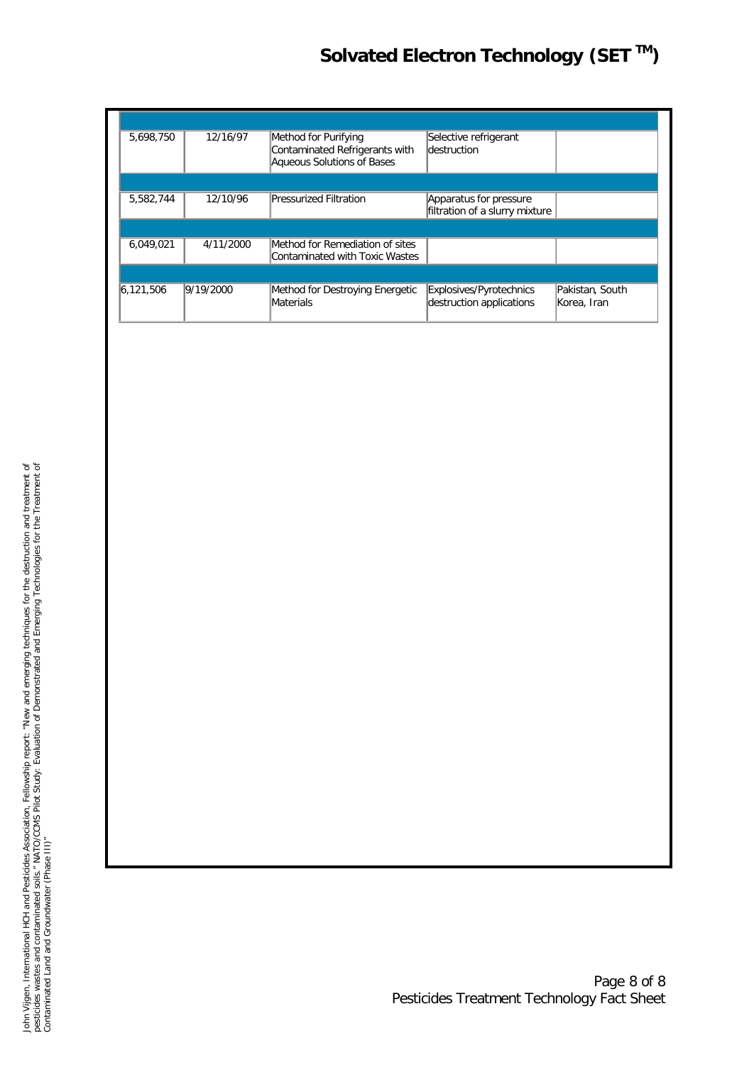| | | | | |
|---|---|---|---|---|
| 5,698,750 | 12/16/97 | Method for Purifying Contaminated Refrigerants with Aqueous Solutions of Bases | Selective refrigerant destruction | |
| | | | | |
| 5,582,744 | 12/10/96 | Pressurized Filtration | Apparatus for pressure filtration of a slurry mixture | |
| | | | | |
| 6,049,021 | 4/11/2000 | Method for Remediation of sites Contaminated with Toxic Wastes | | |
| | | | | |
| 6,121,506 | 9/19/2000 | Method for Destroying Energetic Materials | Explosives/Pyrotechnics destruction applications | Pakistan, South Korea, Iran |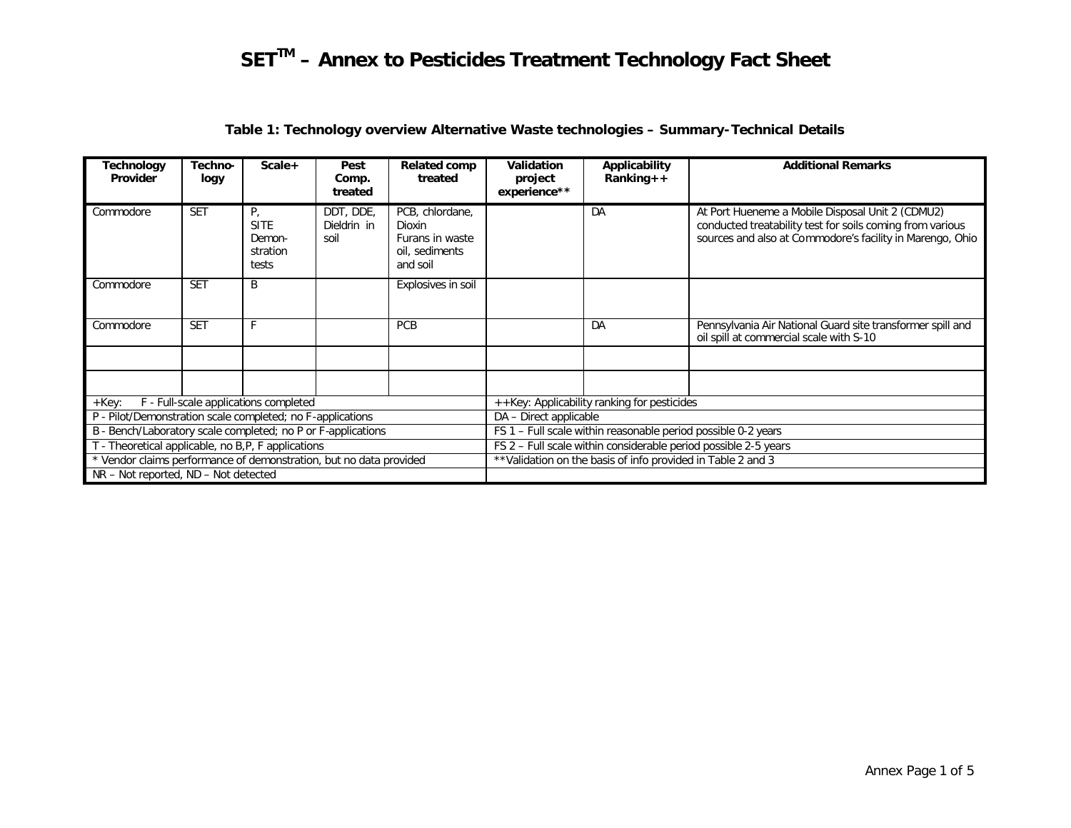# SET$^{TM}$ – Annex to Pesticides Treatment Technology Fact Sheet

**Table 1: Technology overview Alternative Waste technologies – Summary-Technical Details**

| Technology Provider | Techno-logy | Scale+ | Pest Comp. treated | Related comp treated | Validation project experience** | Applicability Ranking++ | Additional Remarks |
|---|---|---|---|---|---|---|---|
| Commodore | SET | P, SITE Demon-stration tests | DDT, DDE, Dieldrin in soil | PCB, chlordane, Dioxin Furans in waste oil, sediments and soil | | DA | At Port Hueneme a Mobile Disposal Unit 2 (CDMU2) conducted treatability test for soils coming from various sources and also at Commodore's facility in Marengo, Ohio |
| Commodore | SET | B | | Explosives in soil | | | |
| Commodore | SET | F | | PCB | | DA | Pennsylvania Air National Guard site transformer spill and oil spill at commercial scale with S-10 |
| | | | | | | | |
| | | | | | | | |

| +Key: | ++Key: Applicability ranking for pesticides |
|---|---|
| F - Full-scale applications completed | DA – Direct applicable |
| P - Pilot/Demonstration scale completed; no F-applications | FS 1 – Full scale within reasonable period possible 0-2 years |
| B - Bench/Laboratory scale completed; no P or F-applications | FS 2 – Full scale within considerable period possible 2-5 years |
| T - Theoretical applicable, no B,P, F applications | **Validation on the basis of info provided in Table 2 and 3 |
| * Vendor claims performance of demonstration, but no data provided | |
| NR – Not reported, ND – Not detected | |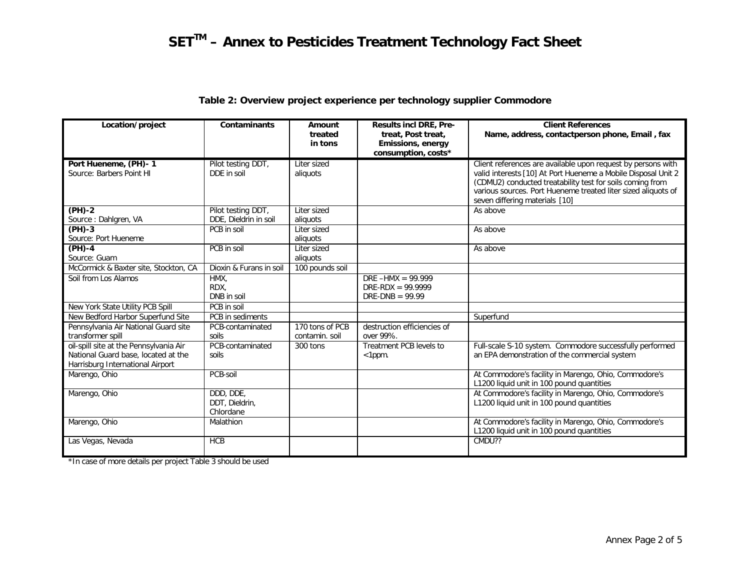# SET™ – Annex to Pesticides Treatment Technology Fact Sheet

**Table 2: Overview project experience per technology supplier Commodore**

| Location/project | Contaminants | Amount treated in tons | Results incl DRE, Pre-treat, Post treat, Emissions, energy consumption, costs* | Client References Name, address, contactperson phone, Email , fax |
|---|---|---|---|---|
| **Port Hueneme, (PH)- 1** Source: Barbers Point HI | Pilot testing DDT, DDE in soil | Liter sized aliquots | | Client references are available upon request by persons with valid interests [10] At Port Hueneme a Mobile Disposal Unit 2 (CDMU2) conducted treatability test for soils coming from various sources. Port Hueneme treated liter sized aliquots of seven differing materials [10] |
| **(PH)-2** Source : Dahlgren, VA | Pilot testing DDT, DDE, Dieldrin in soil | Liter sized aliquots | | As above |
| **(PH)-3** Source: Port Hueneme | PCB in soil | Liter sized aliquots | | As above |
| **(PH)-4** Source: Guam | PCB in soil | Liter sized aliquots | | As above |
| McCormick & Baxter site, Stockton, CA | Dioxin & Furans in soil | 100 pounds soil | | |
| Soil from Los Alamos | HMX, RDX, DNB in soil | | DRE –HMX = 99.999 DRE-RDX = 99.9999 DRE-DNB = 99.99 | |
| New York State Utility PCB Spill | PCB in soil | | | |
| New Bedford Harbor Superfund Site | PCB in sediments | | | Superfund |
| Pennsylvania Air National Guard site transformer spill | PCB-contaminated soils | 170 tons of PCB contamin. soil | destruction efficiencies of over 99%. | |
| oil-spill site at the Pennsylvania Air National Guard base, located at the Harrisburg International Airport | PCB-contaminated soils | 300 tons | Treatment PCB levels to <1ppm. | Full-scale S-10 system. Commodore successfully performed an EPA demonstration of the commercial system |
| Marengo, Ohio | PCB-soil | | | At Commodore's facility in Marengo, Ohio, Commodore's L1200 liquid unit in 100 pound quantities |
| Marengo, Ohio | DDD, DDE, DDT, Dieldrin, Chlordane | | | At Commodore's facility in Marengo, Ohio, Commodore's L1200 liquid unit in 100 pound quantities |
| Marengo, Ohio | Malathion | | | At Commodore's facility in Marengo, Ohio, Commodore's L1200 liquid unit in 100 pound quantities |
| Las Vegas, Nevada | HCB | | | CMDU?? |

*In case of more details per project Table 3 should be used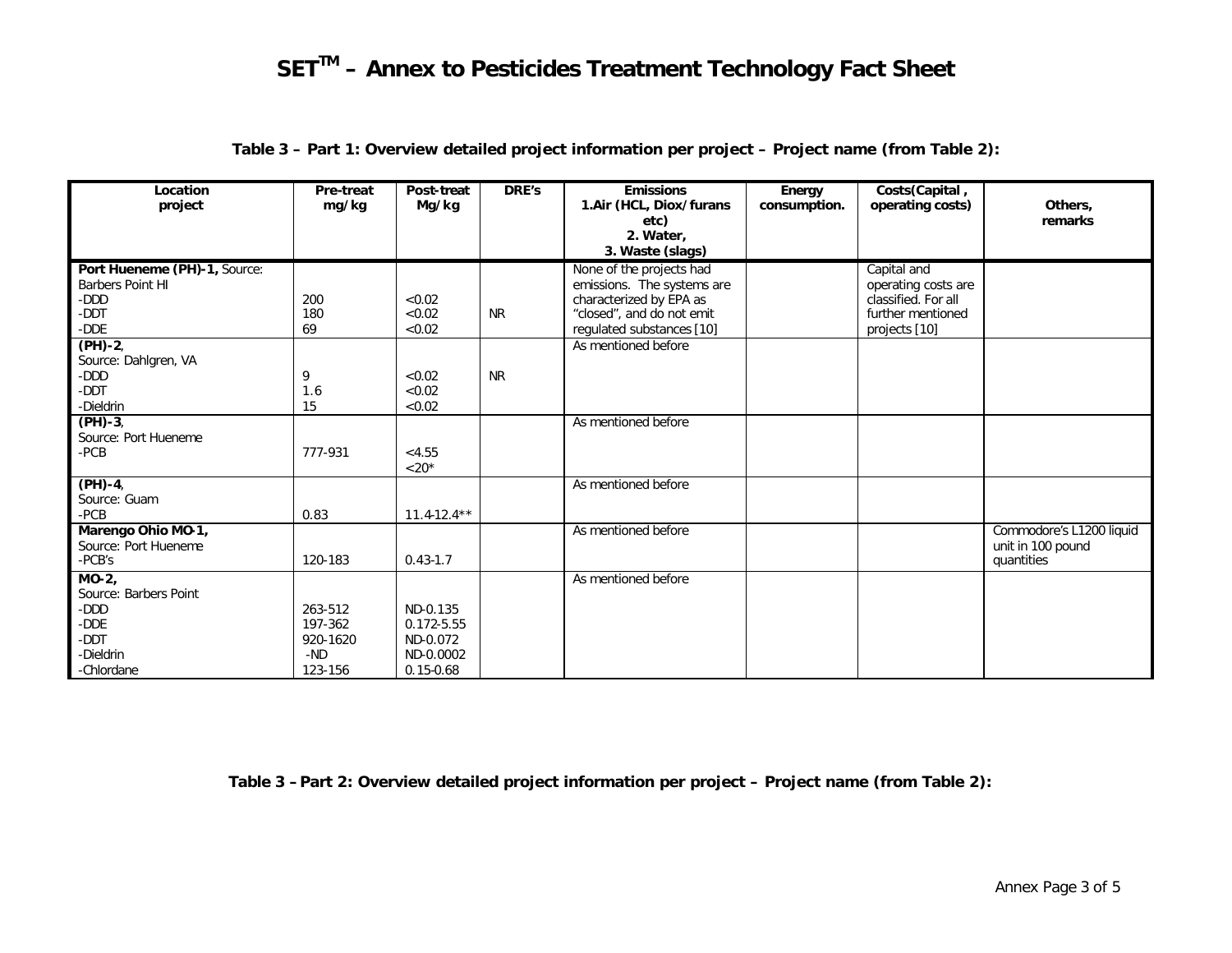# SET™ – Annex to Pesticides Treatment Technology Fact Sheet

**Table 3 – Part 1: Overview detailed project information per project – Project name (from Table 2):**

| Location project | Pre-treat mg/kg | Post-treat Mg/kg | DRE's | Emissions<br>1.Air (HCL, Diox/furans etc)<br>2. Water,<br>3. Waste (slags) | Energy consumption. | Costs(Capital , operating costs) | Others, remarks |
|---|---|---|---|---|---|---|---|
| **Port Hueneme (PH)-1,** Source: Barbers Point HI<br>-DDD<br>-DDT<br>-DDE | <br>200<br>180<br>69 | <br><0.02<br><0.02<br><0.02 | NR | None of the projects had emissions. The systems are characterized by EPA as "closed", and do not emit regulated substances [10] | | Capital and operating costs are classified. For all further mentioned projects [10] | |
| **(PH)-2**,<br>Source: Dahlgren, VA<br>-DDD<br>-DDT<br>-Dieldrin | <br><br>9<br>1.6<br>15 | <br><br><0.02<br><0.02<br><0.02 | NR | As mentioned before | | | |
| **(PH)-3**,<br>Source: Port Hueneme<br>-PCB | <br><br>777-931 | <br><br><4.55<br><20* | | As mentioned before | | | |
| **(PH)-4**,<br>Source: Guam<br>-PCB | <br><br>0.83 | <br><br>11.4-12.4** | | As mentioned before | | | |
| **Marengo Ohio MO-1,**<br>Source: Port Hueneme<br>-PCB's | <br><br>120-183 | <br><br>0.43-1.7 | | As mentioned before | | | Commodore's L1200 liquid unit in 100 pound quantities |
| **MO-2,**<br>Source: Barbers Point<br>-DDD<br>-DDE<br>-DDT<br>-Dieldrin<br>-Chlordane | <br><br>263-512<br>197-362<br>920-1620<br>-ND<br>123-156 | <br><br>ND-0.135<br>0.172-5.55<br>ND-0.072<br>ND-0.0002<br>0.15-0.68 | | As mentioned before | | | |

**Table 3 – Part 2: Overview detailed project information per project – Project name (from Table 2):**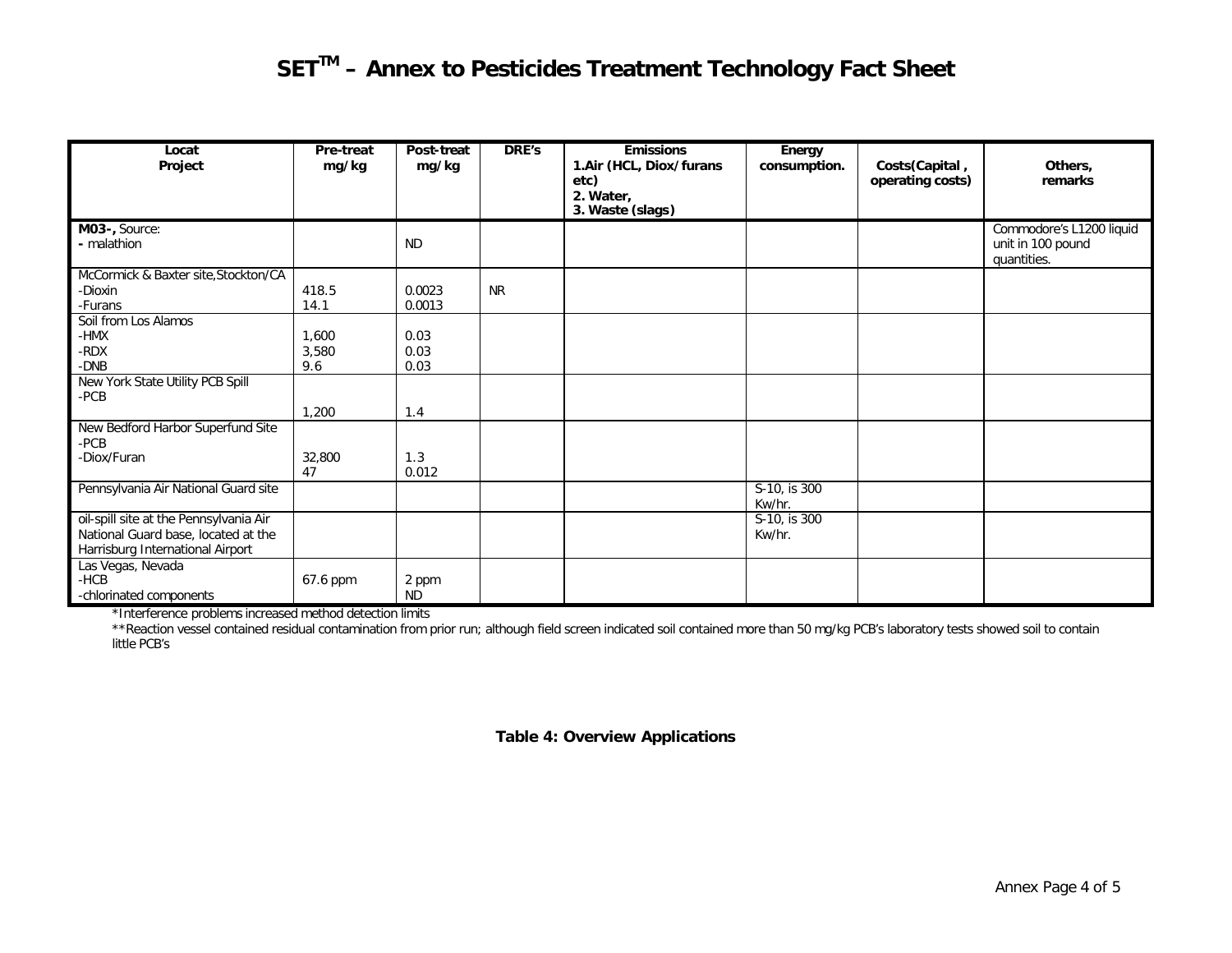# SET$^{TM}$ – Annex to Pesticides Treatment Technology Fact Sheet

| Locat Project | Pre-treat mg/kg | Post-treat mg/kg | DRE's | Emissions 1.Air (HCL, Diox/furans etc) 2. Water, 3. Waste (slags) | Energy consumption. | Costs(Capital , operating costs) | Others, remarks |
|---|---|---|---|---|---|---|---|
| **M03-,** Source: **-** malathion | | ND | | | | | Commodore's L1200 liquid unit in 100 pound quantities. |
| McCormick & Baxter site,Stockton/CA -Dioxin -Furans | 418.5 14.1 | 0.0023 0.0013 | NR | | | | |
| Soil from Los Alamos -HMX -RDX -DNB | 1,600 3,580 9.6 | 0.03 0.03 0.03 | | | | | |
| New York State Utility PCB Spill -PCB | 1,200 | 1.4 | | | | | |
| New Bedford Harbor Superfund Site -PCB -Diox/Furan | 32,800 47 | 1.3 0.012 | | | | | |
| Pennsylvania Air National Guard site | | | | | S-10, is 300 Kw/hr. | | |
| oil-spill site at the Pennsylvania Air National Guard base, located at the Harrisburg International Airport | | | | | S-10, is 300 Kw/hr. | | |
| Las Vegas, Nevada -HCB -chlorinated components | 67.6 ppm | 2 ppm ND | | | | | |

*Interference problems increased method detection limits

**Reaction vessel contained residual contamination from prior run; although field screen indicated soil contained more than 50 mg/kg PCB's laboratory tests showed soil to contain little PCB's

**Table 4: Overview Applications**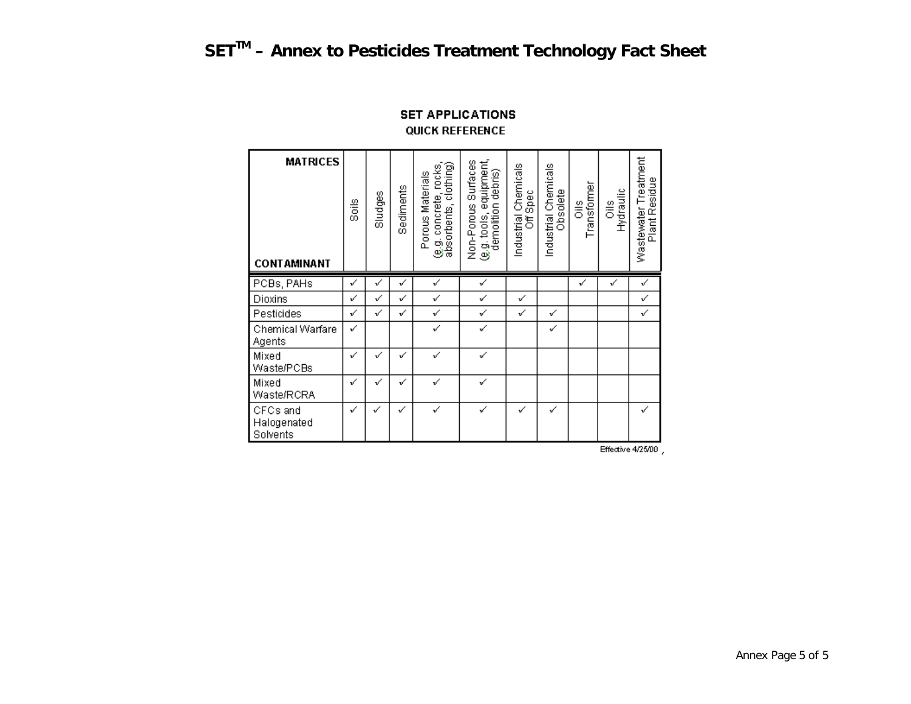# SET$^{TM}$ – Annex to Pesticides Treatment Technology Fact Sheet

**SET APPLICATIONS**

**QUICK REFERENCE**

| MATRICES / CONTAMINANT | Soils | Sludges | Sediments | Porous Materials (e.g. concrete, rocks, absorbents, clothing) | Non-Porous Surfaces (e.g. tools, equipment, demolition debris) | Industrial Chemicals Off Spec | Industrial Chemicals Obsolete | Oils Transformer | Oils Hydraulic | Wastewater Treatment Plant Residue |
|---|---|---|---|---|---|---|---|---|---|---|
| PCBs, PAHs | ✓ | ✓ | ✓ | ✓ | ✓ | | | ✓ | ✓ | ✓ |
| Dioxins | ✓ | ✓ | ✓ | ✓ | ✓ | ✓ | | | | ✓ |
| Pesticides | ✓ | ✓ | ✓ | ✓ | ✓ | ✓ | ✓ | | | ✓ |
| Chemical Warfare Agents | ✓ | | | ✓ | ✓ | | ✓ | | | |
| Mixed Waste/PCBs | ✓ | ✓ | ✓ | ✓ | ✓ | | | | | |
| Mixed Waste/RCRA | ✓ | ✓ | ✓ | ✓ | ✓ | | | | | |
| CFCs and Halogenated Solvents | ✓ | ✓ | ✓ | ✓ | ✓ | ✓ | ✓ | | | ✓ |

Effective 4/25/00